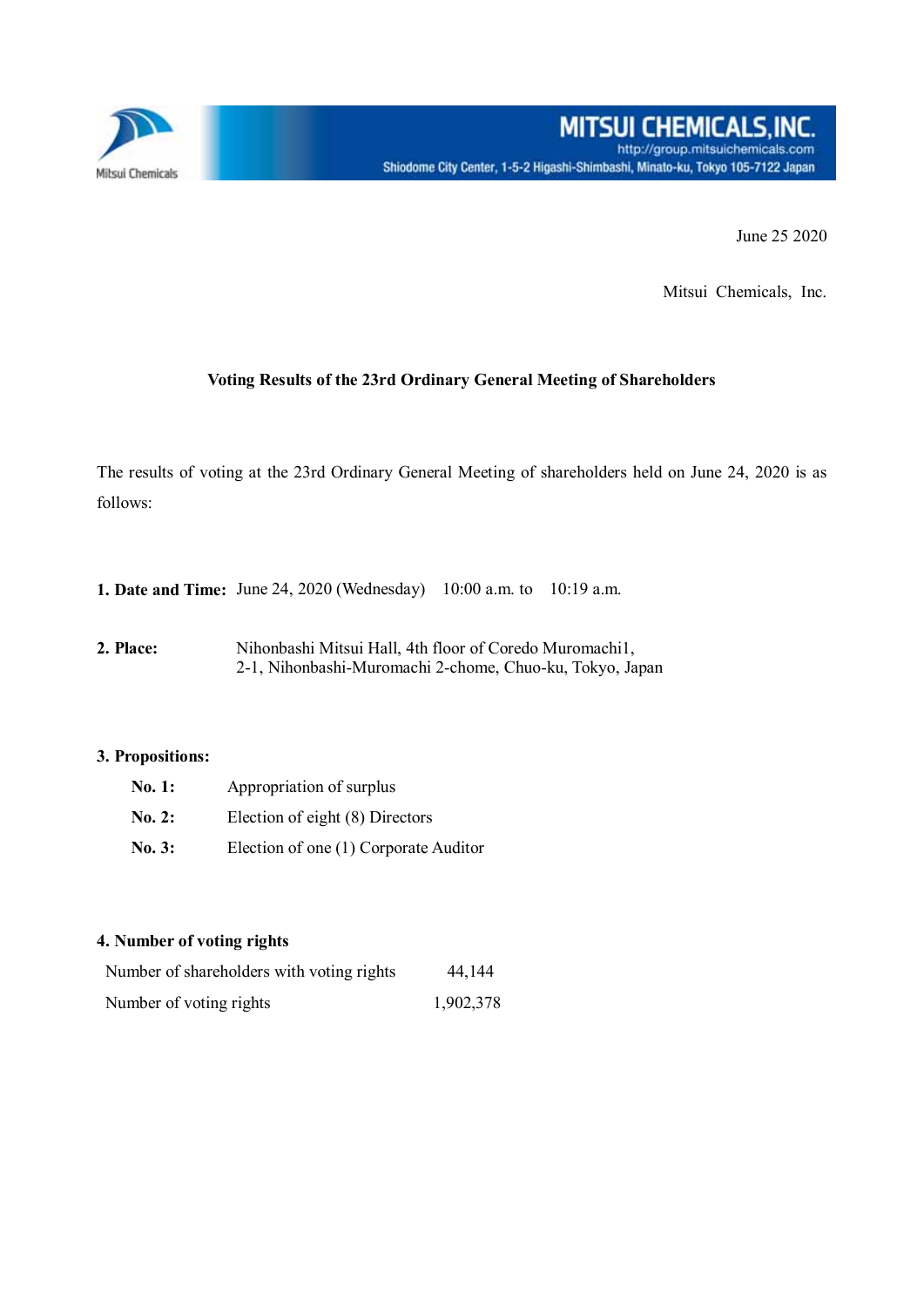MITSUI CHEMICALS,INC.
http://group.mitsuichemicals.com
Shiodome City Center, 1-5-2 Higashi-Shimbashi, Minato-ku, Tokyo 105-7122 Japan

June 25 2020

Mitsui Chemicals, Inc.

## Voting Results of the 23rd Ordinary General Meeting of Shareholders

The results of voting at the 23rd Ordinary General Meeting of shareholders held on June 24, 2020 is as follows:

**1. Date and Time:** June 24, 2020 (Wednesday) 10:00 a.m. to 10:19 a.m.

**2. Place:** Nihonbashi Mitsui Hall, 4th floor of Coredo Muromachi1, 2-1, Nihonbashi-Muromachi 2-chome, Chuo-ku, Tokyo, Japan

**3. Propositions:**

**No. 1:** Appropriation of surplus

**No. 2:** Election of eight (8) Directors

**No. 3:** Election of one (1) Corporate Auditor

**4. Number of voting rights**

| | |
|---|---|
| Number of shareholders with voting rights | 44,144 |
| Number of voting rights | 1,902,378 |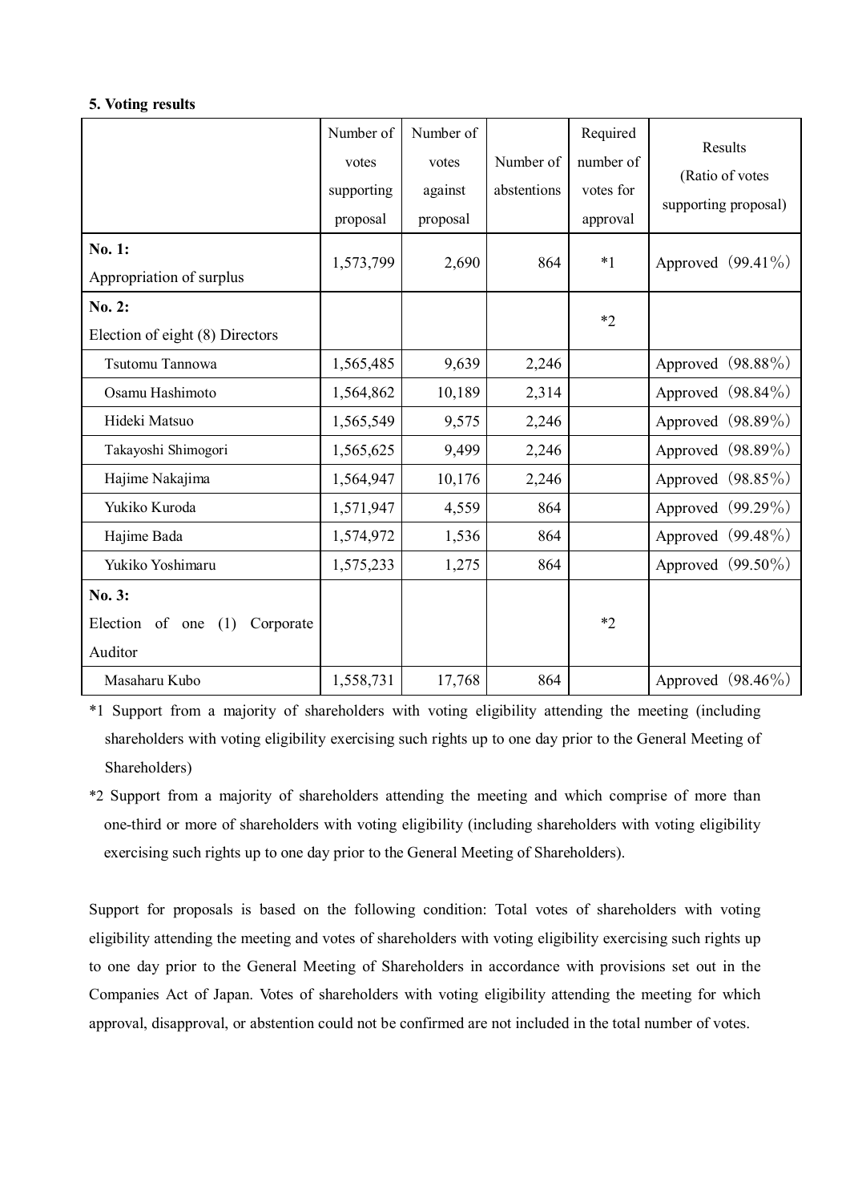**5. Voting results**

| | Number of votes supporting proposal | Number of votes against proposal | Number of abstentions | Required number of votes for approval | Results (Ratio of votes supporting proposal) |
|---|---|---|---|---|---|
| **No. 1:** Appropriation of surplus | 1,573,799 | 2,690 | 864 | *1 | Approved（99.41%） |
| **No. 2:** Election of eight (8) Directors | | | | *2 | |
| Tsutomu Tannowa | 1,565,485 | 9,639 | 2,246 | | Approved（98.88%） |
| Osamu Hashimoto | 1,564,862 | 10,189 | 2,314 | | Approved（98.84%） |
| Hideki Matsuo | 1,565,549 | 9,575 | 2,246 | | Approved（98.89%） |
| Takayoshi Shimogori | 1,565,625 | 9,499 | 2,246 | | Approved（98.89%） |
| Hajime Nakajima | 1,564,947 | 10,176 | 2,246 | | Approved（98.85%） |
| Yukiko Kuroda | 1,571,947 | 4,559 | 864 | | Approved（99.29%） |
| Hajime Bada | 1,574,972 | 1,536 | 864 | | Approved（99.48%） |
| Yukiko Yoshimaru | 1,575,233 | 1,275 | 864 | | Approved（99.50%） |
| **No. 3:** Election of one (1) Corporate Auditor | | | | *2 | |
| Masaharu Kubo | 1,558,731 | 17,768 | 864 | | Approved（98.46%） |

*1 Support from a majority of shareholders with voting eligibility attending the meeting (including shareholders with voting eligibility exercising such rights up to one day prior to the General Meeting of Shareholders)

*2 Support from a majority of shareholders attending the meeting and which comprise of more than one-third or more of shareholders with voting eligibility (including shareholders with voting eligibility exercising such rights up to one day prior to the General Meeting of Shareholders).

Support for proposals is based on the following condition: Total votes of shareholders with voting eligibility attending the meeting and votes of shareholders with voting eligibility exercising such rights up to one day prior to the General Meeting of Shareholders in accordance with provisions set out in the Companies Act of Japan. Votes of shareholders with voting eligibility attending the meeting for which approval, disapproval, or abstention could not be confirmed are not included in the total number of votes.